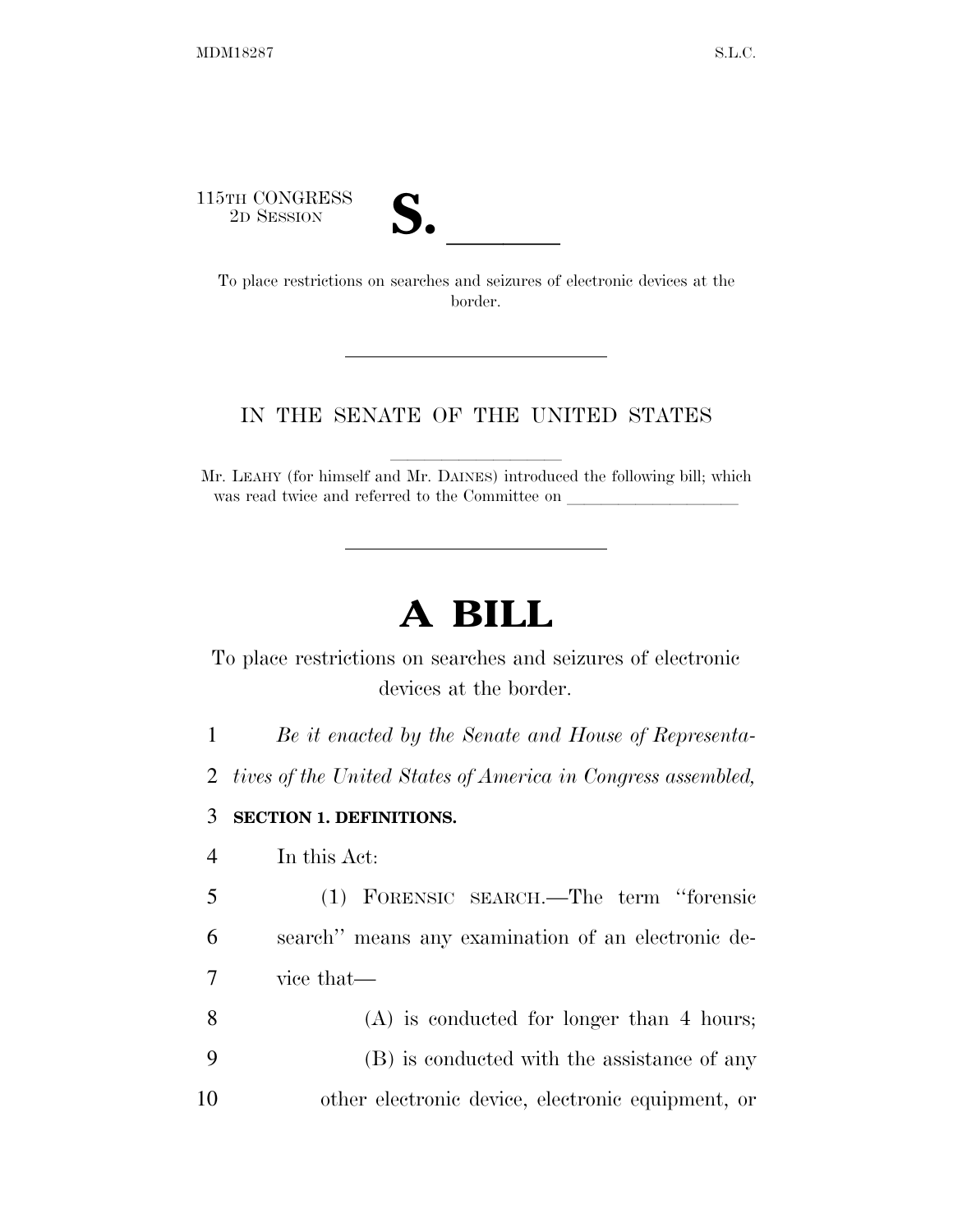115TH CONGRESS
2D SESSION

# S. \_\_\_\_\_\_

To place restrictions on searches and seizures of electronic devices at the border.

---

IN THE SENATE OF THE UNITED STATES

Mr. LEAHY (for himself and Mr. DAINES) introduced the following bill; which was read twice and referred to the Committee on \_\_\_\_\_\_\_\_\_\_\_\_\_\_\_\_\_\_\_\_

---

# A BILL

To place restrictions on searches and seizures of electronic devices at the border.

*Be it enacted by the Senate and House of Representatives of the United States of America in Congress assembled,*

**SECTION 1. DEFINITIONS.**

In this Act:

(1) FORENSIC SEARCH.—The term "forensic search" means any examination of an electronic device that—

(A) is conducted for longer than 4 hours;

(B) is conducted with the assistance of any other electronic device, electronic equipment, or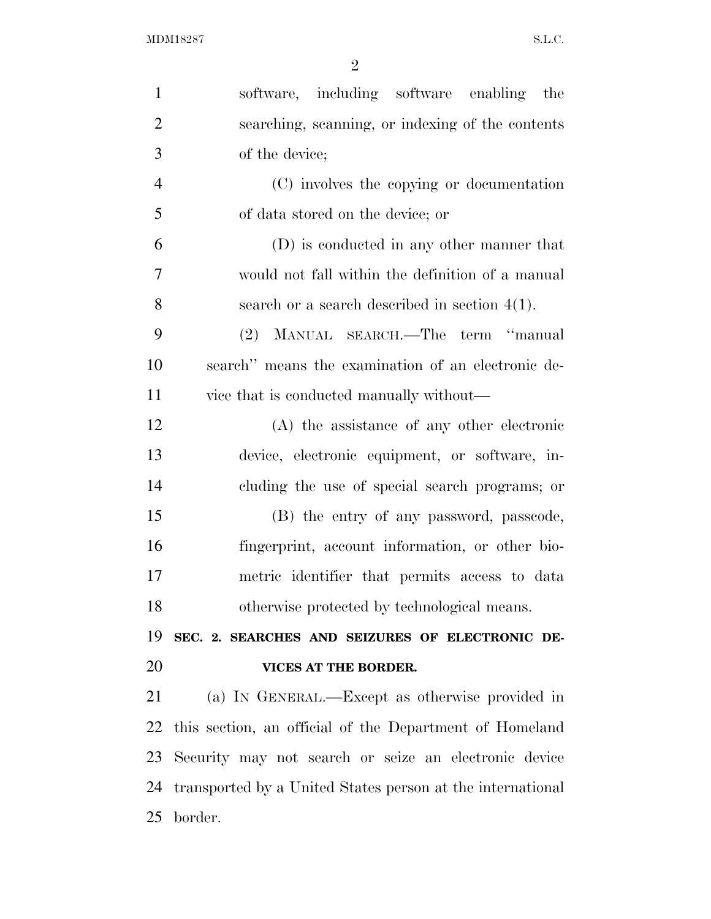software, including software enabling the searching, scanning, or indexing of the contents of the device;

(C) involves the copying or documentation of data stored on the device; or

(D) is conducted in any other manner that would not fall within the definition of a manual search or a search described in section 4(1).

(2) MANUAL SEARCH.—The term "manual search" means the examination of an electronic device that is conducted manually without—

(A) the assistance of any other electronic device, electronic equipment, or software, including the use of special search programs; or

(B) the entry of any password, passcode, fingerprint, account information, or other biometric identifier that permits access to data otherwise protected by technological means.

## SEC. 2. SEARCHES AND SEIZURES OF ELECTRONIC DEVICES AT THE BORDER.

(a) IN GENERAL.—Except as otherwise provided in this section, an official of the Department of Homeland Security may not search or seize an electronic device transported by a United States person at the international border.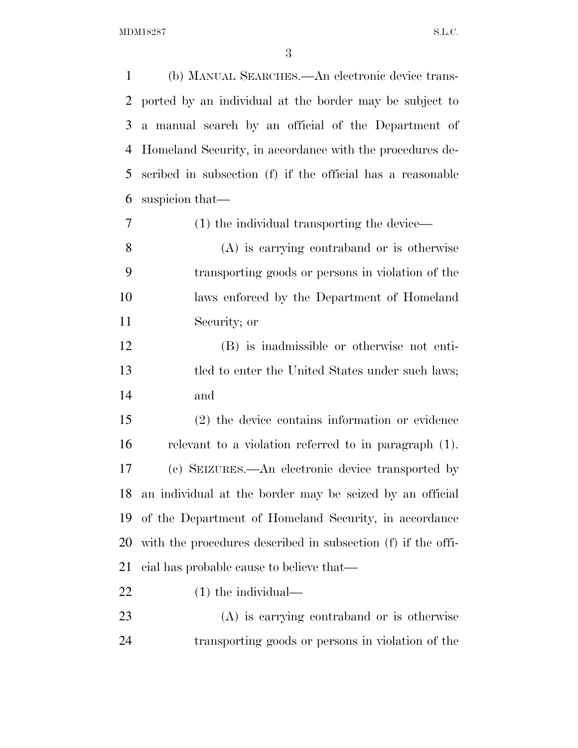(b) MANUAL SEARCHES.—An electronic device transported by an individual at the border may be subject to a manual search by an official of the Department of Homeland Security, in accordance with the procedures described in subsection (f) if the official has a reasonable suspicion that—

(1) the individual transporting the device—

(A) is carrying contraband or is otherwise transporting goods or persons in violation of the laws enforced by the Department of Homeland Security; or

(B) is inadmissible or otherwise not entitled to enter the United States under such laws; and

(2) the device contains information or evidence relevant to a violation referred to in paragraph (1).

(c) SEIZURES.—An electronic device transported by an individual at the border may be seized by an official of the Department of Homeland Security, in accordance with the procedures described in subsection (f) if the official has probable cause to believe that—

(1) the individual—

(A) is carrying contraband or is otherwise transporting goods or persons in violation of the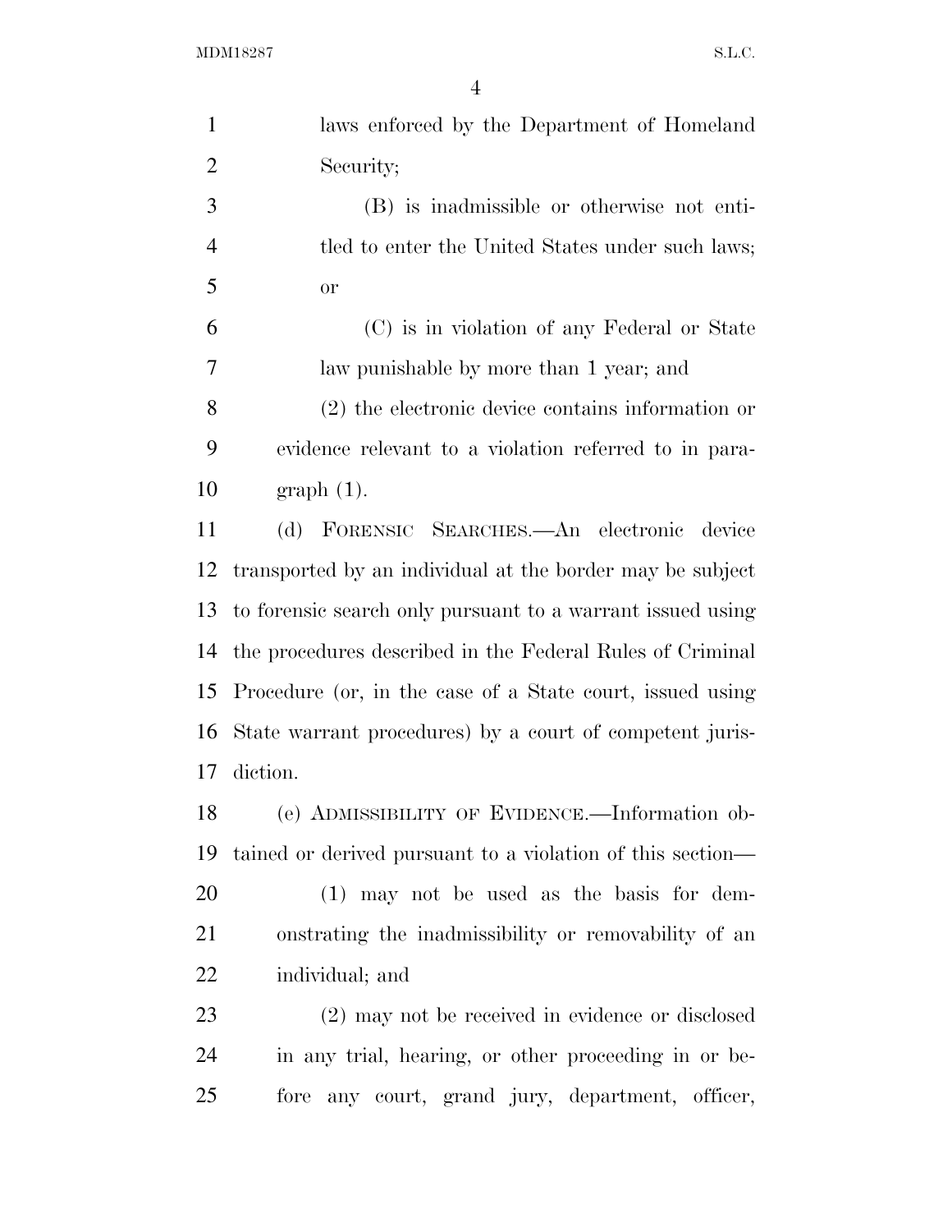laws enforced by the Department of Homeland Security;

(B) is inadmissible or otherwise not entitled to enter the United States under such laws; or

(C) is in violation of any Federal or State law punishable by more than 1 year; and

(2) the electronic device contains information or evidence relevant to a violation referred to in paragraph (1).

(d) FORENSIC SEARCHES.—An electronic device transported by an individual at the border may be subject to forensic search only pursuant to a warrant issued using the procedures described in the Federal Rules of Criminal Procedure (or, in the case of a State court, issued using State warrant procedures) by a court of competent jurisdiction.

(e) ADMISSIBILITY OF EVIDENCE.—Information obtained or derived pursuant to a violation of this section—

(1) may not be used as the basis for demonstrating the inadmissibility or removability of an individual; and

(2) may not be received in evidence or disclosed in any trial, hearing, or other proceeding in or before any court, grand jury, department, officer,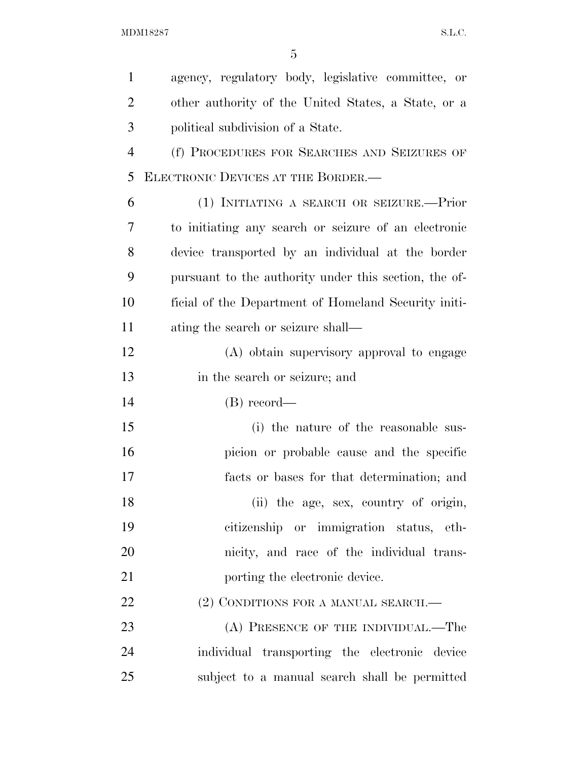agency, regulatory body, legislative committee, or other authority of the United States, a State, or a political subdivision of a State.

(f) PROCEDURES FOR SEARCHES AND SEIZURES OF ELECTRONIC DEVICES AT THE BORDER.—

(1) INITIATING A SEARCH OR SEIZURE.—Prior to initiating any search or seizure of an electronic device transported by an individual at the border pursuant to the authority under this section, the official of the Department of Homeland Security initiating the search or seizure shall—

(A) obtain supervisory approval to engage in the search or seizure; and

(B) record—

(i) the nature of the reasonable suspicion or probable cause and the specific facts or bases for that determination; and

(ii) the age, sex, country of origin, citizenship or immigration status, ethnicity, and race of the individual transporting the electronic device.

(2) CONDITIONS FOR A MANUAL SEARCH.—

(A) PRESENCE OF THE INDIVIDUAL.—The individual transporting the electronic device subject to a manual search shall be permitted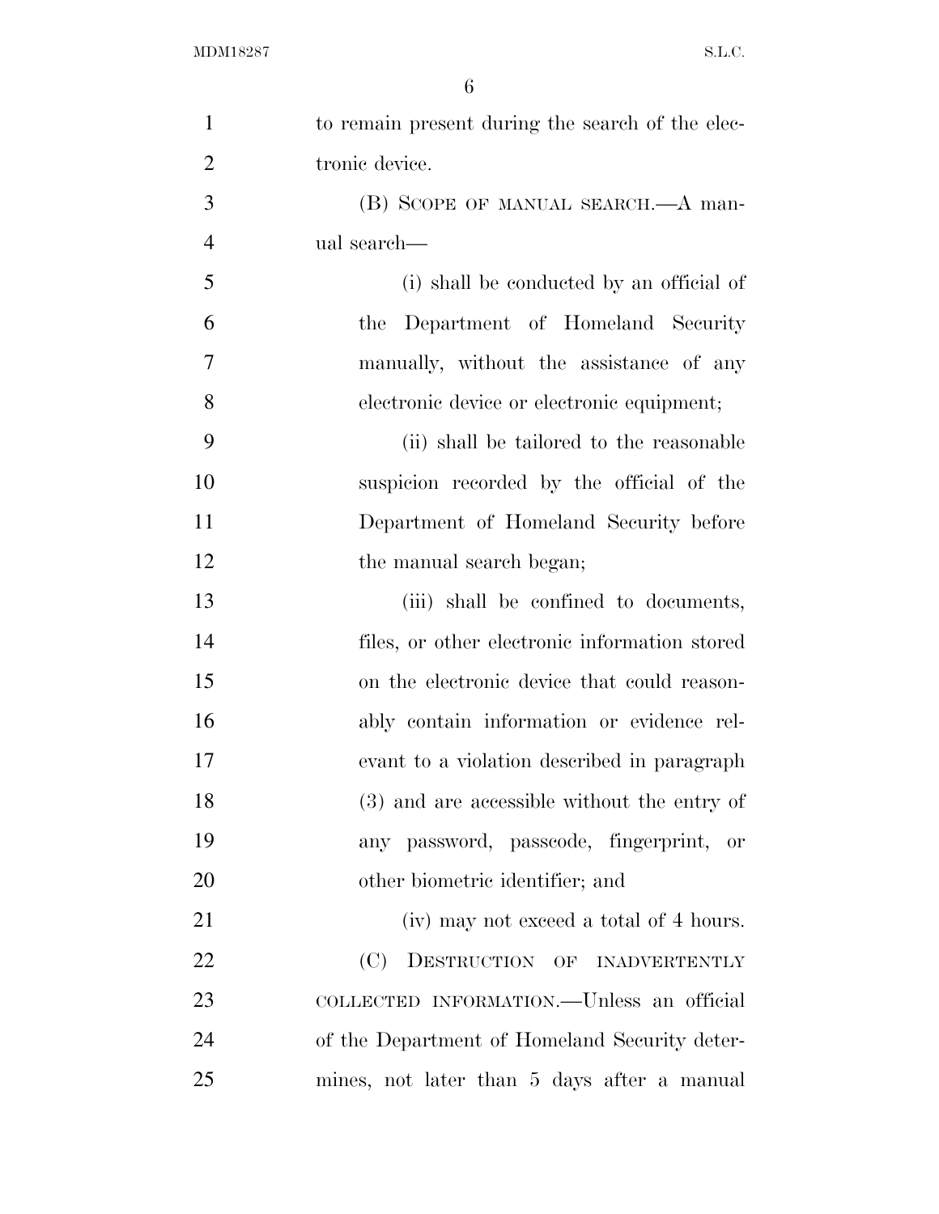to remain present during the search of the electronic device.

(B) SCOPE OF MANUAL SEARCH.—A manual search—

(i) shall be conducted by an official of the Department of Homeland Security manually, without the assistance of any electronic device or electronic equipment;

(ii) shall be tailored to the reasonable suspicion recorded by the official of the Department of Homeland Security before the manual search began;

(iii) shall be confined to documents, files, or other electronic information stored on the electronic device that could reasonably contain information or evidence relevant to a violation described in paragraph (3) and are accessible without the entry of any password, passcode, fingerprint, or other biometric identifier; and

(iv) may not exceed a total of 4 hours.

(C) DESTRUCTION OF INADVERTENTLY COLLECTED INFORMATION.—Unless an official of the Department of Homeland Security determines, not later than 5 days after a manual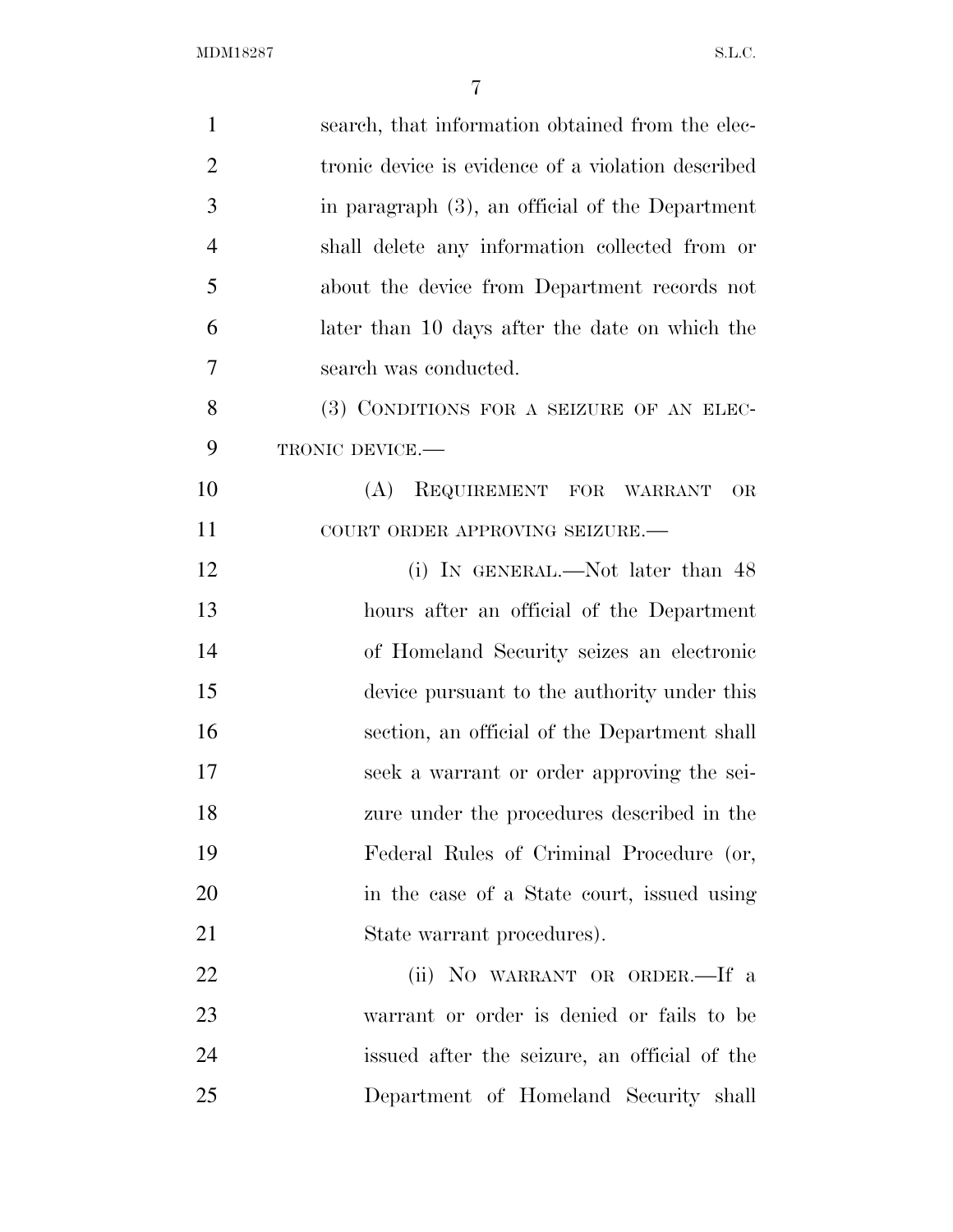search, that information obtained from the electronic device is evidence of a violation described in paragraph (3), an official of the Department shall delete any information collected from or about the device from Department records not later than 10 days after the date on which the search was conducted.

(3) CONDITIONS FOR A SEIZURE OF AN ELECTRONIC DEVICE.—

(A) REQUIREMENT FOR WARRANT OR COURT ORDER APPROVING SEIZURE.—

(i) IN GENERAL.—Not later than 48 hours after an official of the Department of Homeland Security seizes an electronic device pursuant to the authority under this section, an official of the Department shall seek a warrant or order approving the seizure under the procedures described in the Federal Rules of Criminal Procedure (or, in the case of a State court, issued using State warrant procedures).

(ii) NO WARRANT OR ORDER.—If a warrant or order is denied or fails to be issued after the seizure, an official of the Department of Homeland Security shall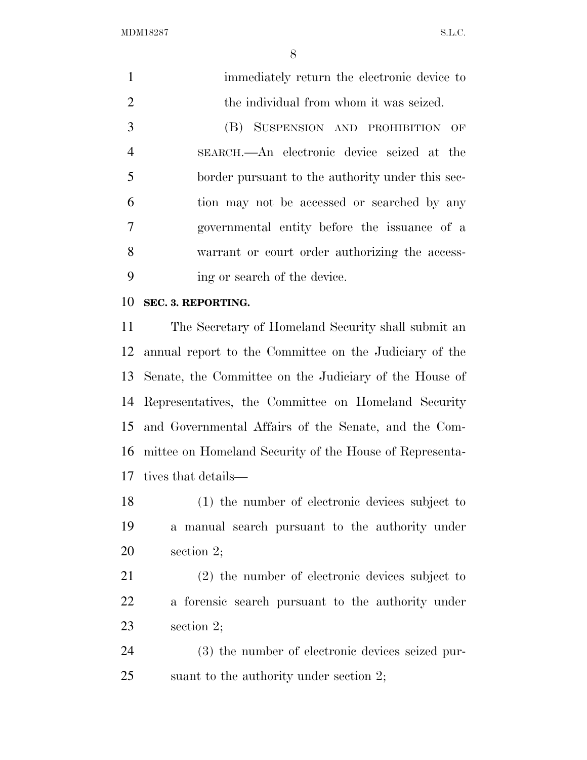immediately return the electronic device to the individual from whom it was seized.

(B) SUSPENSION AND PROHIBITION OF SEARCH.—An electronic device seized at the border pursuant to the authority under this section may not be accessed or searched by any governmental entity before the issuance of a warrant or court order authorizing the accessing or search of the device.

**SEC. 3. REPORTING.**

The Secretary of Homeland Security shall submit an annual report to the Committee on the Judiciary of the Senate, the Committee on the Judiciary of the House of Representatives, the Committee on Homeland Security and Governmental Affairs of the Senate, and the Committee on Homeland Security of the House of Representatives that details—

(1) the number of electronic devices subject to a manual search pursuant to the authority under section 2;

(2) the number of electronic devices subject to a forensic search pursuant to the authority under section 2;

(3) the number of electronic devices seized pursuant to the authority under section 2;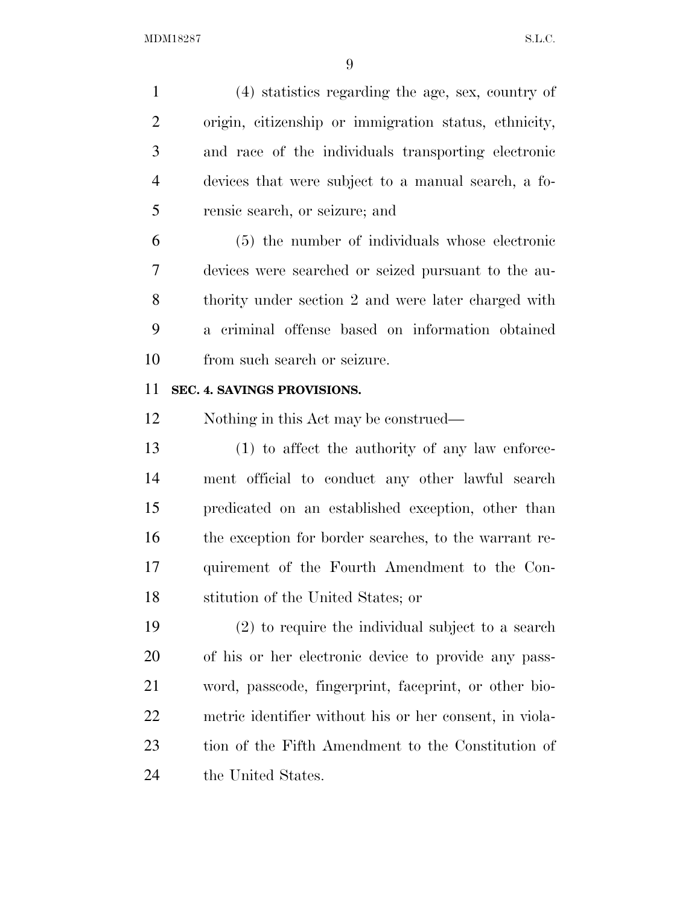(4) statistics regarding the age, sex, country of origin, citizenship or immigration status, ethnicity, and race of the individuals transporting electronic devices that were subject to a manual search, a forensic search, or seizure; and

(5) the number of individuals whose electronic devices were searched or seized pursuant to the authority under section 2 and were later charged with a criminal offense based on information obtained from such search or seizure.

**SEC. 4. SAVINGS PROVISIONS.**

Nothing in this Act may be construed—

(1) to affect the authority of any law enforcement official to conduct any other lawful search predicated on an established exception, other than the exception for border searches, to the warrant requirement of the Fourth Amendment to the Constitution of the United States; or

(2) to require the individual subject to a search of his or her electronic device to provide any password, passcode, fingerprint, faceprint, or other biometric identifier without his or her consent, in violation of the Fifth Amendment to the Constitution of the United States.